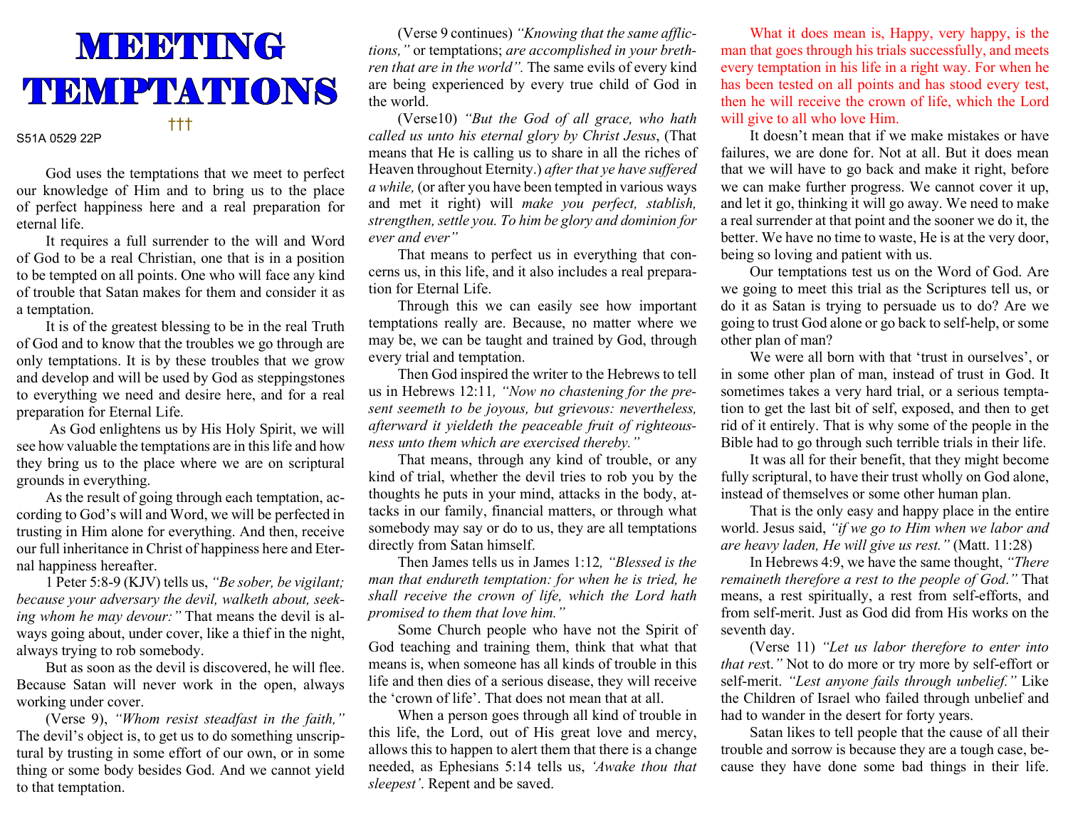# MEETING TEMPTATIONS

†††

S51A 0529 22P

God uses the temptations that we meet to perfect our knowledge of Him and to bring us to the place of perfect happiness here and a real preparation for eternal life.

It requires a full surrender to the will and Word of God to be a real Christian, one that is in a position to be tempted on all points. One who will face any kind of trouble that Satan makes for them and consider it as a temptation.

It is of the greatest blessing to be in the real Truth of God and to know that the troubles we go through are only temptations. It is by these troubles that we grow and develop and will be used by God as steppingstones to everything we need and desire here, and for a real preparation for Eternal Life.

As God enlightens us by His Holy Spirit, we will see how valuable the temptations are in this life and how they bring us to the place where we are on scriptural grounds in everything.

As the result of going through each temptation, according to God's will and Word, we will be perfected in trusting in Him alone for everything. And then, receive our full inheritance in Christ of happiness here and Eternal happiness hereafter.

1 Peter 5:8-9 (KJV) tells us, *"Be sober, be vigilant; because your adversary the devil, walketh about, seeking whom he may devour:"* That means the devil is always going about, under cover, like a thief in the night, always trying to rob somebody.

But as soon as the devil is discovered, he will flee. Because Satan will never work in the open, always working under cover.

(Verse 9), *"Whom resist steadfast in the faith,"* The devil's object is, to get us to do something unscriptural by trusting in some effort of our own, or in some thing or some body besides God. And we cannot yield to that temptation.

(Verse 9 continues) *"Knowing that the same afflictions,"* or temptations; *are accomplished in your brethren that are in the world".* The same evils of every kind are being experienced by every true child of God in the world.

(Verse10) *"But the God of all grace, who hath called us unto his eternal glory by Christ Jesus*, (That means that He is calling us to share in all the riches of Heaven throughout Eternity.) *after that ye have suffered a while,* (or after you have been tempted in various ways and met it right) will *make you perfect, stablish, strengthen, settle you. To him be glory and dominion for ever and ever"*

That means to perfect us in everything that concerns us, in this life, and it also includes a real preparation for Eternal Life.

Through this we can easily see how important temptations really are. Because, no matter where we may be, we can be taught and trained by God, through every trial and temptation.

Then God inspired the writer to the Hebrews to tell us in Hebrews 12:11*, "Now no chastening for the present seemeth to be joyous, but grievous: nevertheless, afterward it yieldeth the peaceable fruit of righteousness unto them which are exercised thereby."*

That means, through any kind of trouble, or any kind of trial, whether the devil tries to rob you by the thoughts he puts in your mind, attacks in the body, attacks in our family, financial matters, or through what somebody may say or do to us, they are all temptations directly from Satan himself.

Then James tells us in James 1:12*, "Blessed is the man that endureth temptation: for when he is tried, he shall receive the crown of life, which the Lord hath promised to them that love him."*

Some Church people who have not the Spirit of God teaching and training them, think that what that means is, when someone has all kinds of trouble in this life and then dies of a serious disease, they will receive the 'crown of life'. That does not mean that at all.

When a person goes through all kind of trouble in this life, the Lord, out of His great love and mercy, allows this to happen to alert them that there is a change needed, as Ephesians 5:14 tells us, *'Awake thou that sleepest'*. Repent and be saved.

What it does mean is, Happy, very happy, is the man that goes through his trials successfully, and meets every temptation in his life in a right way. For when he has been tested on all points and has stood every test, then he will receive the crown of life, which the Lord will give to all who love Him.

It doesn't mean that if we make mistakes or have failures, we are done for. Not at all. But it does mean that we will have to go back and make it right, before we can make further progress. We cannot cover it up, and let it go, thinking it will go away. We need to make a real surrender at that point and the sooner we do it, the better. We have no time to waste, He is at the very door, being so loving and patient with us.

Our temptations test us on the Word of God. Are we going to meet this trial as the Scriptures tell us, or do it as Satan is trying to persuade us to do? Are we going to trust God alone or go back to self-help, or some other plan of man?

We were all born with that 'trust in ourselves', or in some other plan of man, instead of trust in God. It sometimes takes a very hard trial, or a serious temptation to get the last bit of self, exposed, and then to get rid of it entirely. That is why some of the people in the Bible had to go through such terrible trials in their life.

It was all for their benefit, that they might become fully scriptural, to have their trust wholly on God alone, instead of themselves or some other human plan.

That is the only easy and happy place in the entire world. Jesus said, *"if we go to Him when we labor and are heavy laden, He will give us rest."* (Matt. 11:28)

In Hebrews 4:9, we have the same thought, *"There remaineth therefore a rest to the people of God."* That means, a rest spiritually, a rest from self-efforts, and from self-merit. Just as God did from His works on the seventh day.

(Verse 11) *"Let us labor therefore to enter into that rest."* Not to do more or try more by self-effort or self-merit. *"Lest anyone fails through unbelief."* Like the Children of Israel who failed through unbelief and had to wander in the desert for forty years.

Satan likes to tell people that the cause of all their trouble and sorrow is because they are a tough case, because they have done some bad things in their life.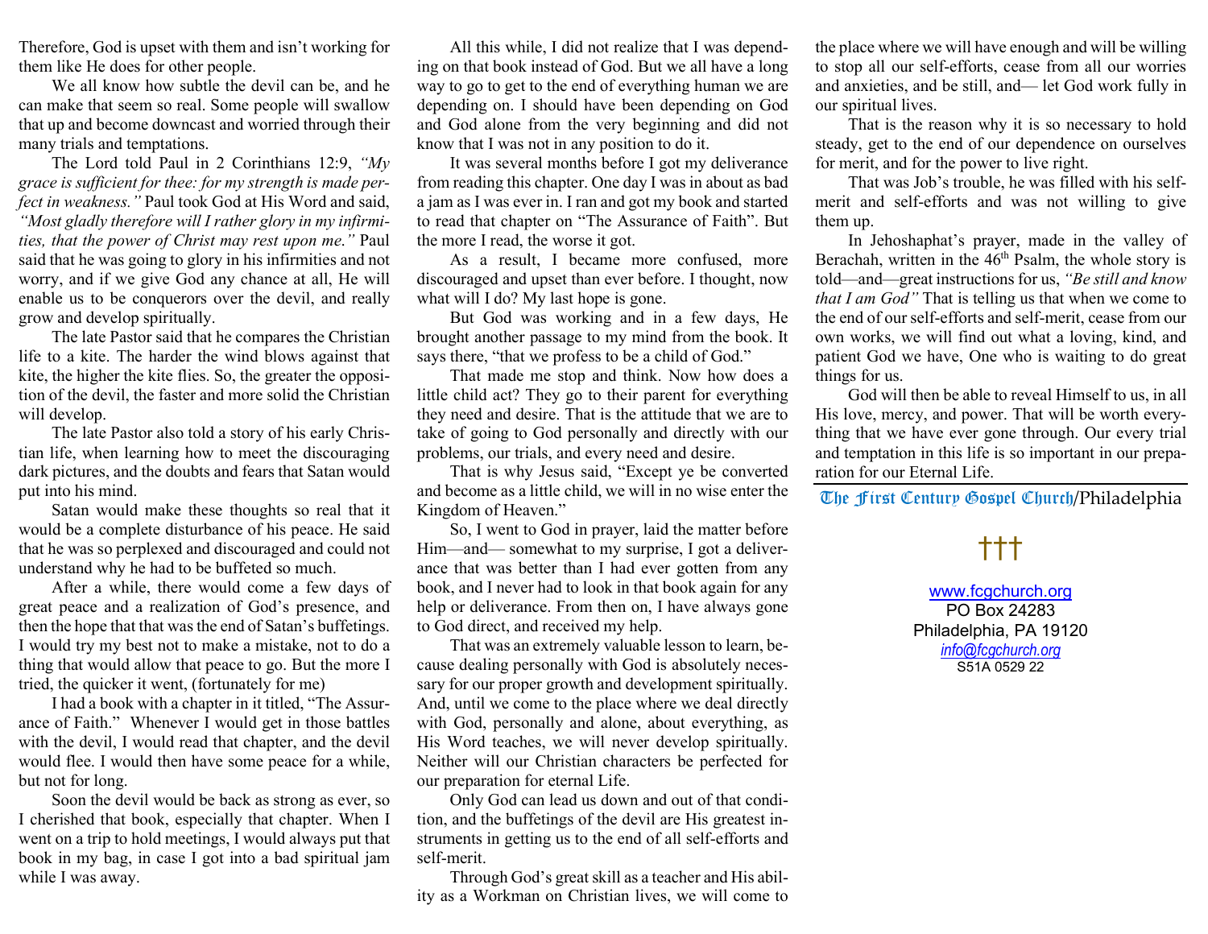Therefore, God is upset with them and isn't working for them like He does for other people.

We all know how subtle the devil can be, and he can make that seem so real. Some people will swallow that up and become downcast and worried through their many trials and temptations.

The Lord told Paul in 2 Corinthians 12:9, *"My grace is sufficient for thee: for my strength is made perfect in weakness."* Paul took God at His Word and said, *"Most gladly therefore will I rather glory in my infirmities, that the power of Christ may rest upon me."* Paul said that he was going to glory in his infirmities and not worry, and if we give God any chance at all, He will enable us to be conquerors over the devil, and really grow and develop spiritually.

The late Pastor said that he compares the Christian life to a kite. The harder the wind blows against that kite, the higher the kite flies. So, the greater the opposition of the devil, the faster and more solid the Christian will develop.

The late Pastor also told a story of his early Christian life, when learning how to meet the discouraging dark pictures, and the doubts and fears that Satan would put into his mind.

Satan would make these thoughts so real that it would be a complete disturbance of his peace. He said that he was so perplexed and discouraged and could not understand why he had to be buffeted so much.

After a while, there would come a few days of great peace and a realization of God's presence, and then the hope that that was the end of Satan's buffetings. I would try my best not to make a mistake, not to do a thing that would allow that peace to go. But the more I tried, the quicker it went, (fortunately for me)

I had a book with a chapter in it titled, "The Assurance of Faith." Whenever I would get in those battles with the devil, I would read that chapter, and the devil would flee. I would then have some peace for a while, but not for long.

Soon the devil would be back as strong as ever, so I cherished that book, especially that chapter. When I went on a trip to hold meetings, I would always put that book in my bag, in case I got into a bad spiritual jam while I was away.

All this while, I did not realize that I was depending on that book instead of God. But we all have a long way to go to get to the end of everything human we are depending on. I should have been depending on God and God alone from the very beginning and did not know that I was not in any position to do it.

It was several months before I got my deliverance from reading this chapter. One day I was in about as bad a jam as I was ever in. I ran and got my book and started to read that chapter on "The Assurance of Faith". But the more I read, the worse it got.

As a result, I became more confused, more discouraged and upset than ever before. I thought, now what will I do? My last hope is gone.

But God was working and in a few days, He brought another passage to my mind from the book. It says there, "that we profess to be a child of God."

That made me stop and think. Now how does a little child act? They go to their parent for everything they need and desire. That is the attitude that we are to take of going to God personally and directly with our problems, our trials, and every need and desire.

That is why Jesus said, "Except ye be converted and become as a little child, we will in no wise enter the Kingdom of Heaven."

So, I went to God in prayer, laid the matter before Him—and— somewhat to my surprise, I got a deliverance that was better than I had ever gotten from any book, and I never had to look in that book again for any help or deliverance. From then on, I have always gone to God direct, and received my help.

That was an extremely valuable lesson to learn, because dealing personally with God is absolutely necessary for our proper growth and development spiritually. And, until we come to the place where we deal directly with God, personally and alone, about everything, as His Word teaches, we will never develop spiritually. Neither will our Christian characters be perfected for our preparation for eternal Life.

Only God can lead us down and out of that condition, and the buffetings of the devil are His greatest instruments in getting us to the end of all self-efforts and self-merit.

Through God's great skill as a teacher and His ability as a Workman on Christian lives, we will come to the place where we will have enough and will be willing to stop all our self-efforts, cease from all our worries and anxieties, and be still, and— let God work fully in our spiritual lives.

That is the reason why it is so necessary to hold steady, get to the end of our dependence on ourselves for merit, and for the power to live right.

That was Job's trouble, he was filled with his self-merit and self-efforts and was not willing to give them up.

In Jehoshaphat's prayer, made in the valley of Berachah, written in the 46th Psalm, the whole story is told—and—great instructions for us, *"Be still and know that I am God"* That is telling us that when we come to the end of our self-efforts and self-merit, cease from our own works, we will find out what a loving, kind, and patient God we have, One who is waiting to do great things for us.

God will then be able to reveal Himself to us, in all His love, mercy, and power. That will be worth everything that we have ever gone through. Our every trial and temptation in this life is so important in our preparation for our Eternal Life.

---

The First Century Gospel Church/Philadelphia

†††

www.fcgchurch.org
PO Box 24283
Philadelphia, PA 19120
*info@fcgchurch.org*
S51A 0529 22